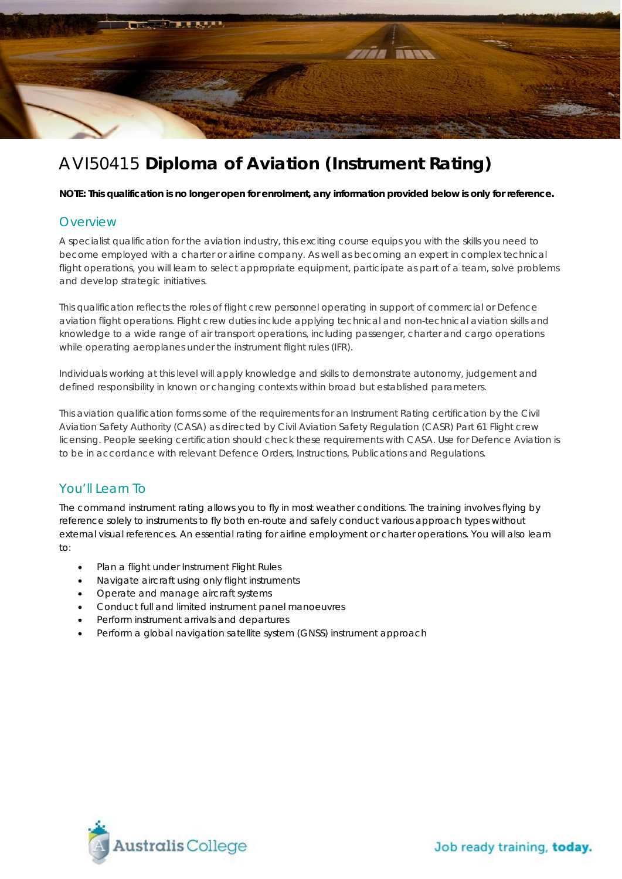# AVI50415 **Diploma of Aviation (Instrument Rating)**

**NOTE: This qualification is no longer open for enrolment, any information provided below is only for reference.**

## Overview

A specialist qualification for the aviation industry, this exciting course equips you with the skills you need to become employed with a charter or airline company. As well as becoming an expert in complex technical flight operations, you will learn to select appropriate equipment, participate as part of a team, solve problems and develop strategic initiatives.

This qualification reflects the roles of flight crew personnel operating in support of commercial or Defence aviation flight operations. Flight crew duties include applying technical and non-technical aviation skills and knowledge to a wide range of air transport operations, including passenger, charter and cargo operations while operating aeroplanes under the instrument flight rules (IFR).

Individuals working at this level will apply knowledge and skills to demonstrate autonomy, judgement and defined responsibility in known or changing contexts within broad but established parameters.

This aviation qualification forms some of the requirements for an Instrument Rating certification by the Civil Aviation Safety Authority (CASA) as directed by Civil Aviation Safety Regulation (CASR) Part 61 Flight crew licensing. People seeking certification should check these requirements with CASA. Use for Defence Aviation is to be in accordance with relevant Defence Orders, Instructions, Publications and Regulations.

## You'll Learn To

The command instrument rating allows you to fly in most weather conditions. The training involves flying by reference solely to instruments to fly both en-route and safely conduct various approach types without external visual references. An essential rating for airline employment or charter operations. You will also learn to:

- Plan a flight under Instrument Flight Rules
- Navigate aircraft using only flight instruments
- Operate and manage aircraft systems
- Conduct full and limited instrument panel manoeuvres
- Perform instrument arrivals and departures
- Perform a global navigation satellite system (GNSS) instrument approach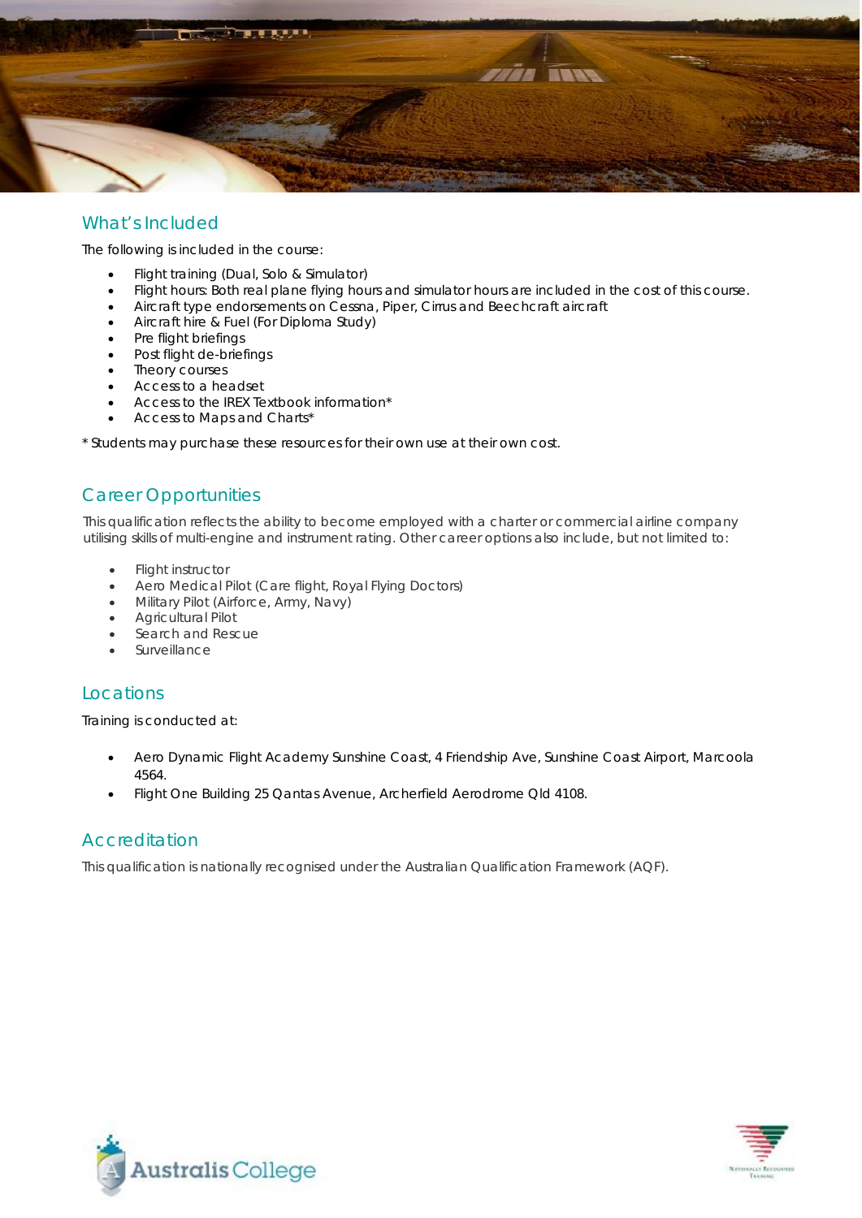## What's Included

The following is included in the course:

- Flight training (Dual, Solo & Simulator)
- Flight hours: Both real plane flying hours and simulator hours are included in the cost of this course.
- Aircraft type endorsements on Cessna, Piper, Cirrus and Beechcraft aircraft
- Aircraft hire & Fuel (For Diploma Study)
- Pre flight briefings
- Post flight de-briefings
- Theory courses
- Access to a headset
- Access to the IREX Textbook information*
- Access to Maps and Charts*

* Students may purchase these resources for their own use at their own cost.

## Career Opportunities

This qualification reflects the ability to become employed with a charter or commercial airline company utilising skills of multi-engine and instrument rating. Other career options also include, but not limited to:

- Flight instructor
- Aero Medical Pilot (Care flight, Royal Flying Doctors)
- Military Pilot (Airforce, Army, Navy)
- Agricultural Pilot
- Search and Rescue
- Surveillance

## Locations

Training is conducted at:

- Aero Dynamic Flight Academy Sunshine Coast, 4 Friendship Ave, Sunshine Coast Airport, Marcoola 4564.
- Flight One Building 25 Qantas Avenue, Archerfield Aerodrome Qld 4108.

## Accreditation

This qualification is nationally recognised under the Australian Qualification Framework (AQF).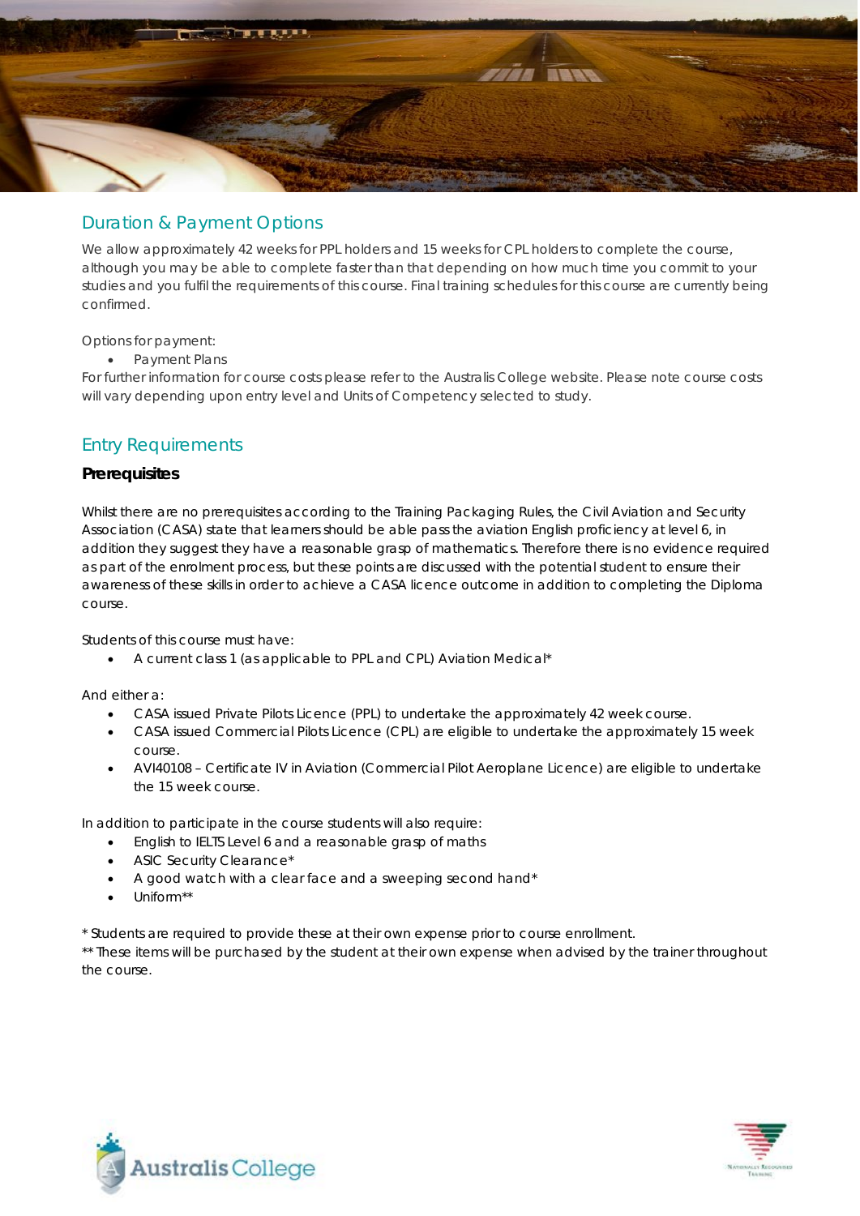## Duration & Payment Options

We allow approximately 42 weeks for PPL holders and 15 weeks for CPL holders to complete the course, although you may be able to complete faster than that depending on how much time you commit to your studies and you fulfil the requirements of this course. Final training schedules for this course are currently being confirmed.

Options for payment:

- Payment Plans

For further information for course costs please refer to the Australis College website. Please note course costs will vary depending upon entry level and Units of Competency selected to study.

## Entry Requirements

### Prerequisites

Whilst there are no prerequisites according to the Training Packaging Rules, the Civil Aviation and Security Association (CASA) state that learners should be able pass the aviation English proficiency at level 6, in addition they suggest they have a reasonable grasp of mathematics. Therefore there is no evidence required as part of the enrolment process, but these points are discussed with the potential student to ensure their awareness of these skills in order to achieve a CASA licence outcome in addition to completing the Diploma course.

Students of this course must have:

- A current class 1 (as applicable to PPL and CPL) Aviation Medical*

And either a:

- CASA issued Private Pilots Licence (PPL) to undertake the approximately 42 week course.
- CASA issued Commercial Pilots Licence (CPL) are eligible to undertake the approximately 15 week course.
- AVI40108 – Certificate IV in Aviation (Commercial Pilot Aeroplane Licence) are eligible to undertake the 15 week course.

In addition to participate in the course students will also require:

- English to IELTS Level 6 and a reasonable grasp of maths
- ASIC Security Clearance*
- A good watch with a clear face and a sweeping second hand*
- Uniform**

* Students are required to provide these at their own expense prior to course enrollment.
** These items will be purchased by the student at their own expense when advised by the trainer throughout the course.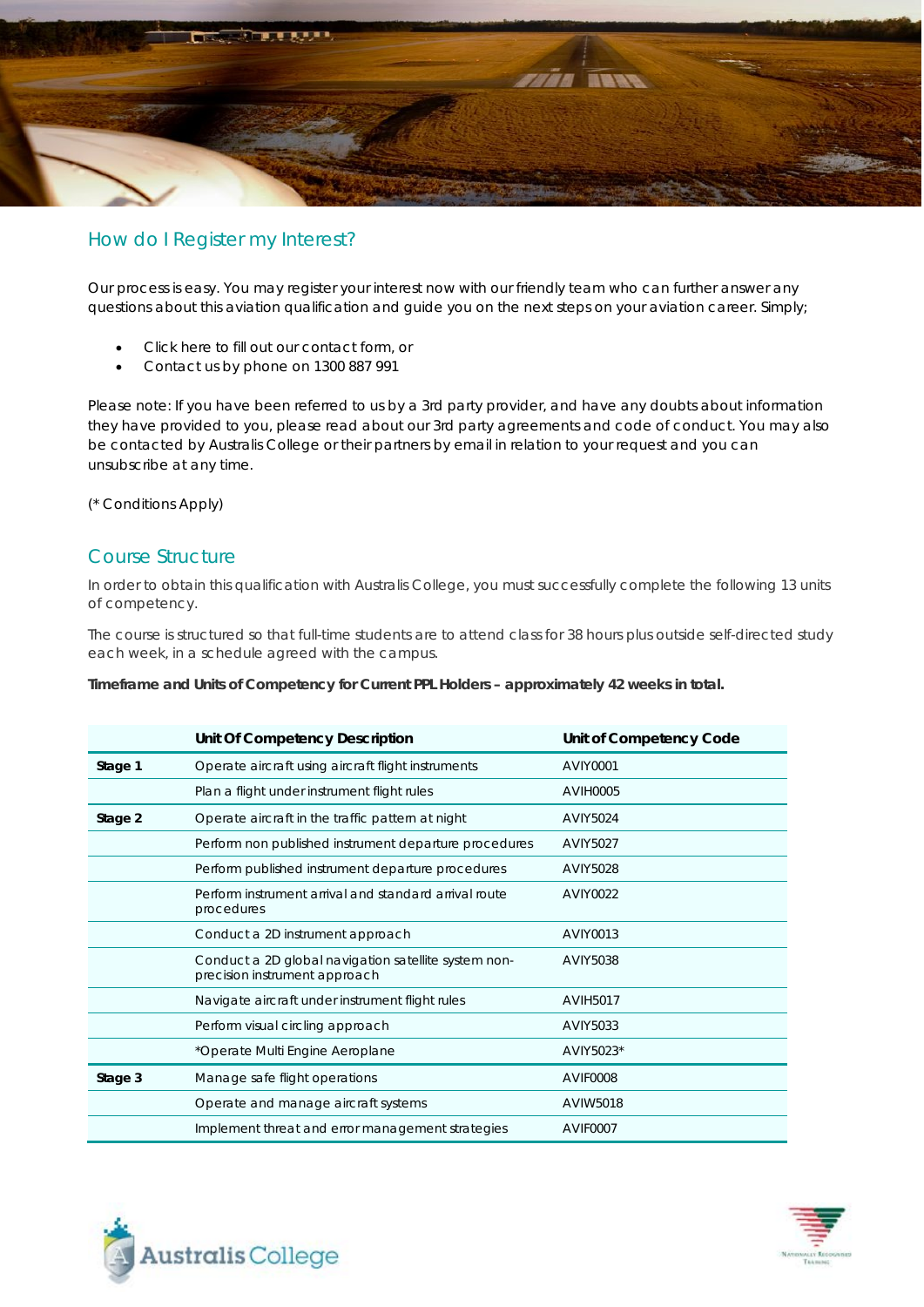## How do I Register my Interest?

Our process is easy. You may register your interest now with our friendly team who can further answer any questions about this aviation qualification and guide you on the next steps on your aviation career. Simply;

- Click here to fill out our contact form, or
- Contact us by phone on 1300 887 991

Please note: If you have been referred to us by a 3rd party provider, and have any doubts about information they have provided to you, please read about our 3rd party agreements and code of conduct. You may also be contacted by Australis College or their partners by email in relation to your request and you can unsubscribe at any time.

(* Conditions Apply)

## Course Structure

In order to obtain this qualification with Australis College, you must successfully complete the following 13 units of competency.

The course is structured so that full-time students are to attend class for 38 hours plus outside self-directed study each week, in a schedule agreed with the campus.

**Timeframe and Units of Competency for Current PPL Holders – approximately 42 weeks in total.**

| | Unit Of Competency Description | Unit of Competency Code |
|---|---|---|
| **Stage 1** | Operate aircraft using aircraft flight instruments | AVIY0001 |
| | Plan a flight under instrument flight rules | AVIH0005 |
| **Stage 2** | Operate aircraft in the traffic pattern at night | AVIY5024 |
| | Perform non published instrument departure procedures | AVIY5027 |
| | Perform published instrument departure procedures | AVIY5028 |
| | Perform instrument arrival and standard arrival route procedures | AVIY0022 |
| | Conduct a 2D instrument approach | AVIY0013 |
| | Conduct a 2D global navigation satellite system non-precision instrument approach | AVIY5038 |
| | Navigate aircraft under instrument flight rules | AVIH5017 |
| | Perform visual circling approach | AVIY5033 |
| | *Operate Multi Engine Aeroplane | AVIY5023* |
| **Stage 3** | Manage safe flight operations | AVIF0008 |
| | Operate and manage aircraft systems | AVIW5018 |
| | Implement threat and error management strategies | AVIF0007 |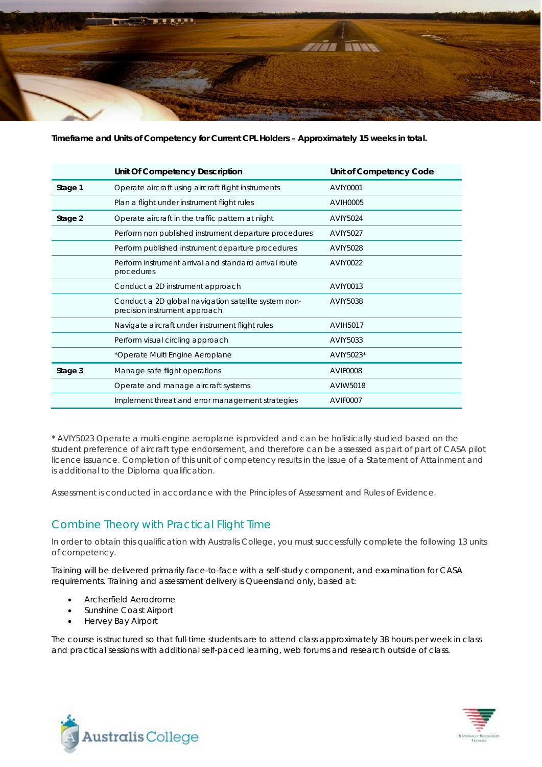**Timeframe and Units of Competency for Current CPL Holders – Approximately 15 weeks in total.**

| | Unit Of Competency Description | Unit of Competency Code |
|---|---|---|
| **Stage 1** | Operate aircraft using aircraft flight instruments | AVIY0001 |
| | Plan a flight under instrument flight rules | AVIH0005 |
| **Stage 2** | Operate aircraft in the traffic pattern at night | AVIY5024 |
| | Perform non published instrument departure procedures | AVIY5027 |
| | Perform published instrument departure procedures | AVIY5028 |
| | Perform instrument arrival and standard arrival route procedures | AVIY0022 |
| | Conduct a 2D instrument approach | AVIY0013 |
| | Conduct a 2D global navigation satellite system non-precision instrument approach | AVIY5038 |
| | Navigate aircraft under instrument flight rules | AVIH5017 |
| | Perform visual circling approach | AVIY5033 |
| | *Operate Multi Engine Aeroplane | AVIY5023* |
| **Stage 3** | Manage safe flight operations | AVIF0008 |
| | Operate and manage aircraft systems | AVIW5018 |
| | Implement threat and error management strategies | AVIF0007 |

* AVIY5023 Operate a multi-engine aeroplane is provided and can be holistically studied based on the student preference of aircraft type endorsement, and therefore can be assessed as part of part of CASA pilot licence issuance. Completion of this unit of competency results in the issue of a Statement of Attainment and is additional to the Diploma qualification.

Assessment is conducted in accordance with the Principles of Assessment and Rules of Evidence.

## Combine Theory with Practical Flight Time

In order to obtain this qualification with Australis College, you must successfully complete the following 13 units of competency.

Training will be delivered primarily face-to-face with a self-study component, and examination for CASA requirements. Training and assessment delivery is Queensland only, based at:

- Archerfield Aerodrome
- Sunshine Coast Airport
- Hervey Bay Airport

The course is structured so that full-time students are to attend class approximately 38 hours per week in class and practical sessions with additional self-paced learning, web forums and research outside of class.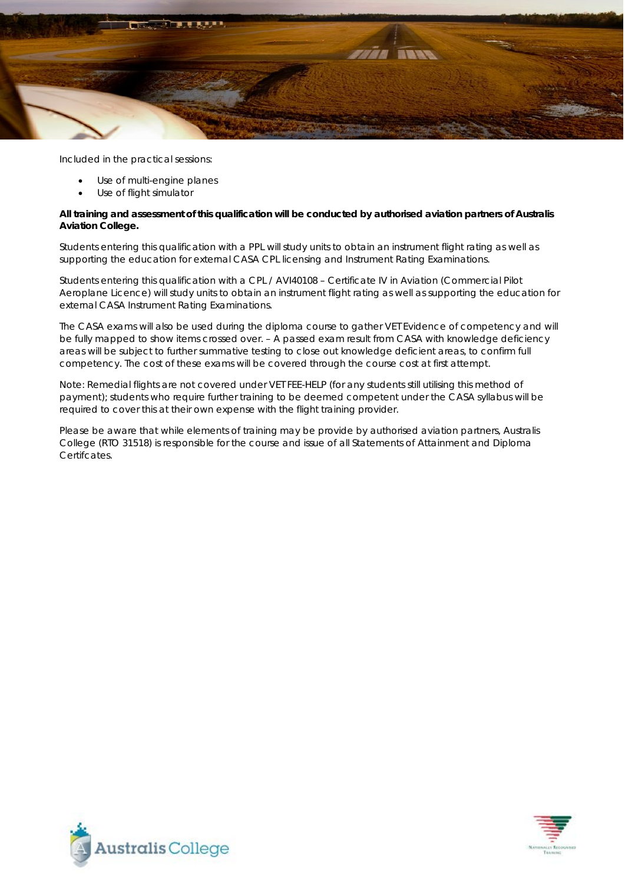Included in the practical sessions:

- Use of multi-engine planes
- Use of flight simulator

**All training and assessment of this qualification will be conducted by authorised aviation partners of Australis Aviation College.**

Students entering this qualification with a PPL will study units to obtain an instrument flight rating as well as supporting the education for external CASA CPL licensing and Instrument Rating Examinations.

Students entering this qualification with a CPL / AVI40108 – Certificate IV in Aviation (Commercial Pilot Aeroplane Licence) will study units to obtain an instrument flight rating as well as supporting the education for external CASA Instrument Rating Examinations.

The CASA exams will also be used during the diploma course to gather VET Evidence of competency and will be fully mapped to show items crossed over. – A passed exam result from CASA with knowledge deficiency areas will be subject to further summative testing to close out knowledge deficient areas, to confirm full competency. The cost of these exams will be covered through the course cost at first attempt.

Note: Remedial flights are not covered under VET FEE-HELP (for any students still utilising this method of payment); students who require further training to be deemed competent under the CASA syllabus will be required to cover this at their own expense with the flight training provider.

Please be aware that while elements of training may be provide by authorised aviation partners, Australis College (RTO 31518) is responsible for the course and issue of all Statements of Attainment and Diploma Certifcates.